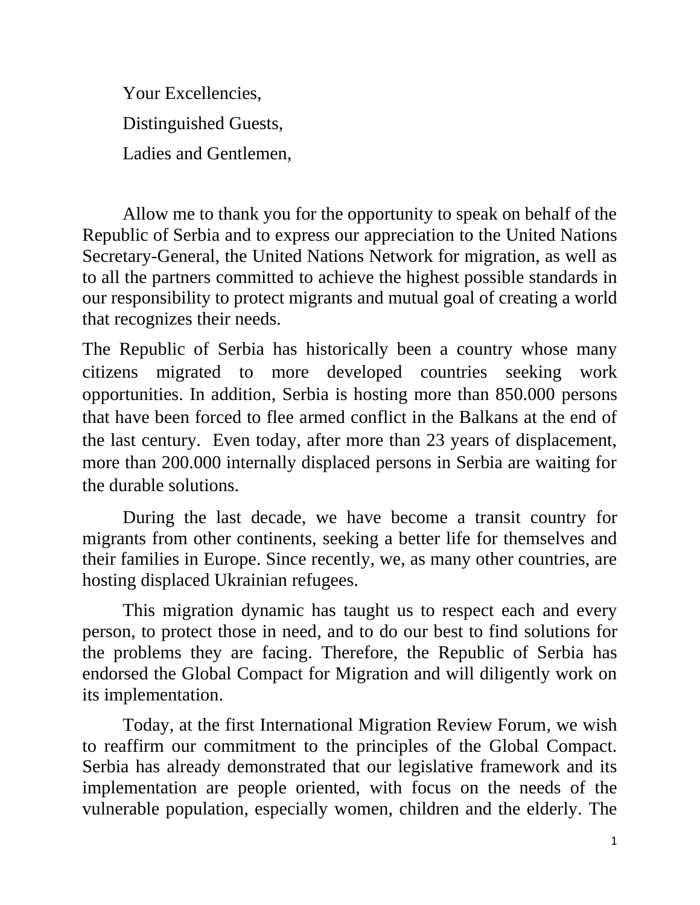Your Excellencies,

Distinguished Guests,

Ladies and Gentlemen,

Allow me to thank you for the opportunity to speak on behalf of the Republic of Serbia and to express our appreciation to the United Nations Secretary-General, the United Nations Network for migration, as well as to all the partners committed to achieve the highest possible standards in our responsibility to protect migrants and mutual goal of creating a world that recognizes their needs.

The Republic of Serbia has historically been a country whose many citizens migrated to more developed countries seeking work opportunities. In addition, Serbia is hosting more than 850.000 persons that have been forced to flee armed conflict in the Balkans at the end of the last century. Even today, after more than 23 years of displacement, more than 200.000 internally displaced persons in Serbia are waiting for the durable solutions.

During the last decade, we have become a transit country for migrants from other continents, seeking a better life for themselves and their families in Europe. Since recently, we, as many other countries, are hosting displaced Ukrainian refugees.

This migration dynamic has taught us to respect each and every person, to protect those in need, and to do our best to find solutions for the problems they are facing. Therefore, the Republic of Serbia has endorsed the Global Compact for Migration and will diligently work on its implementation.

Today, at the first International Migration Review Forum, we wish to reaffirm our commitment to the principles of the Global Compact. Serbia has already demonstrated that our legislative framework and its implementation are people oriented, with focus on the needs of the vulnerable population, especially women, children and the elderly. The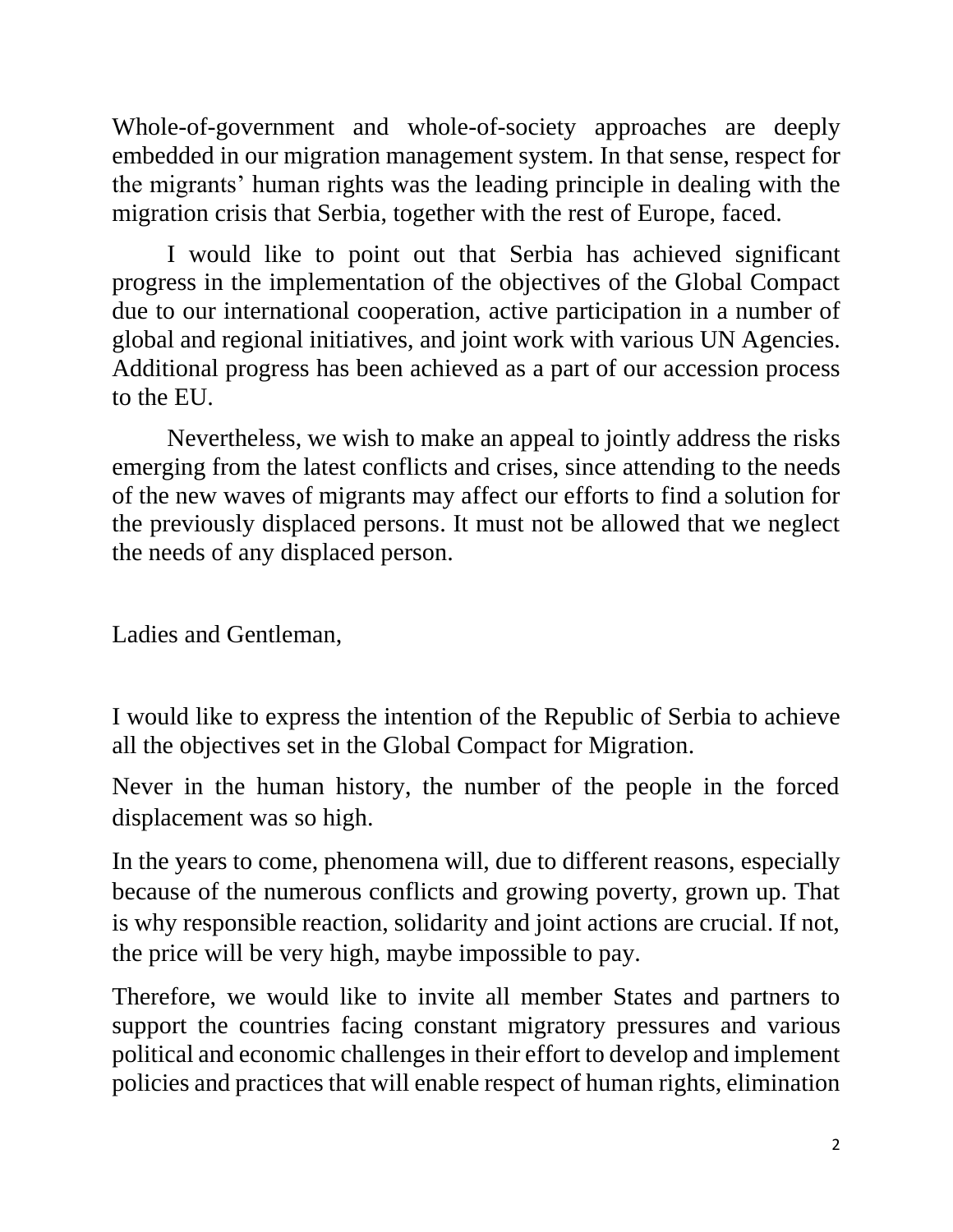Whole-of-government and whole-of-society approaches are deeply embedded in our migration management system. In that sense, respect for the migrants' human rights was the leading principle in dealing with the migration crisis that Serbia, together with the rest of Europe, faced.

I would like to point out that Serbia has achieved significant progress in the implementation of the objectives of the Global Compact due to our international cooperation, active participation in a number of global and regional initiatives, and joint work with various UN Agencies. Additional progress has been achieved as a part of our accession process to the EU.

Nevertheless, we wish to make an appeal to jointly address the risks emerging from the latest conflicts and crises, since attending to the needs of the new waves of migrants may affect our efforts to find a solution for the previously displaced persons. It must not be allowed that we neglect the needs of any displaced person.

Ladies and Gentleman,

I would like to express the intention of the Republic of Serbia to achieve all the objectives set in the Global Compact for Migration.

Never in the human history, the number of the people in the forced displacement was so high.

In the years to come, phenomena will, due to different reasons, especially because of the numerous conflicts and growing poverty, grown up. That is why responsible reaction, solidarity and joint actions are crucial. If not, the price will be very high, maybe impossible to pay.

Therefore, we would like to invite all member States and partners to support the countries facing constant migratory pressures and various political and economic challenges in their effort to develop and implement policies and practices that will enable respect of human rights, elimination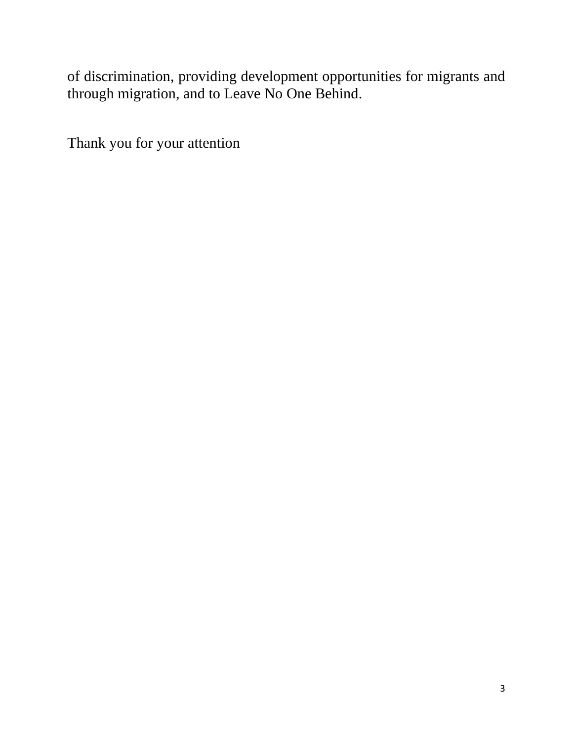of discrimination, providing development opportunities for migrants and through migration, and to Leave No One Behind.

Thank you for your attention